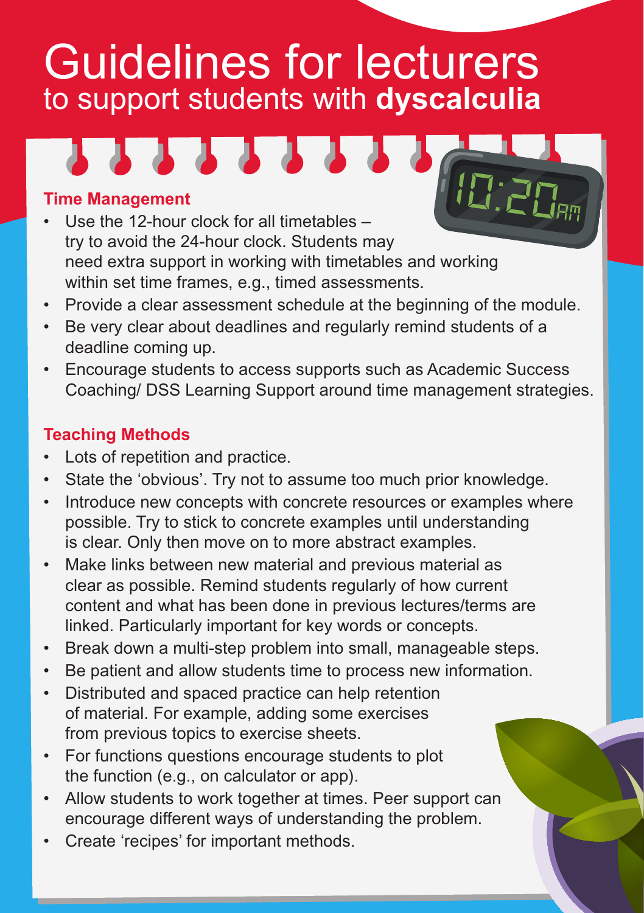# Guidelines for lecturers
## to support students with **dyscalculia**

### Time Management

- Use the 12-hour clock for all timetables – try to avoid the 24-hour clock. Students may need extra support in working with timetables and working within set time frames, e.g., timed assessments.
- Provide a clear assessment schedule at the beginning of the module.
- Be very clear about deadlines and regularly remind students of a deadline coming up.
- Encourage students to access supports such as Academic Success Coaching/ DSS Learning Support around time management strategies.

### Teaching Methods

- Lots of repetition and practice.
- State the 'obvious'. Try not to assume too much prior knowledge.
- Introduce new concepts with concrete resources or examples where possible. Try to stick to concrete examples until understanding is clear. Only then move on to more abstract examples.
- Make links between new material and previous material as clear as possible. Remind students regularly of how current content and what has been done in previous lectures/terms are linked. Particularly important for key words or concepts.
- Break down a multi-step problem into small, manageable steps.
- Be patient and allow students time to process new information.
- Distributed and spaced practice can help retention of material. For example, adding some exercises from previous topics to exercise sheets.
- For functions questions encourage students to plot the function (e.g., on calculator or app).
- Allow students to work together at times. Peer support can encourage different ways of understanding the problem.
- Create 'recipes' for important methods.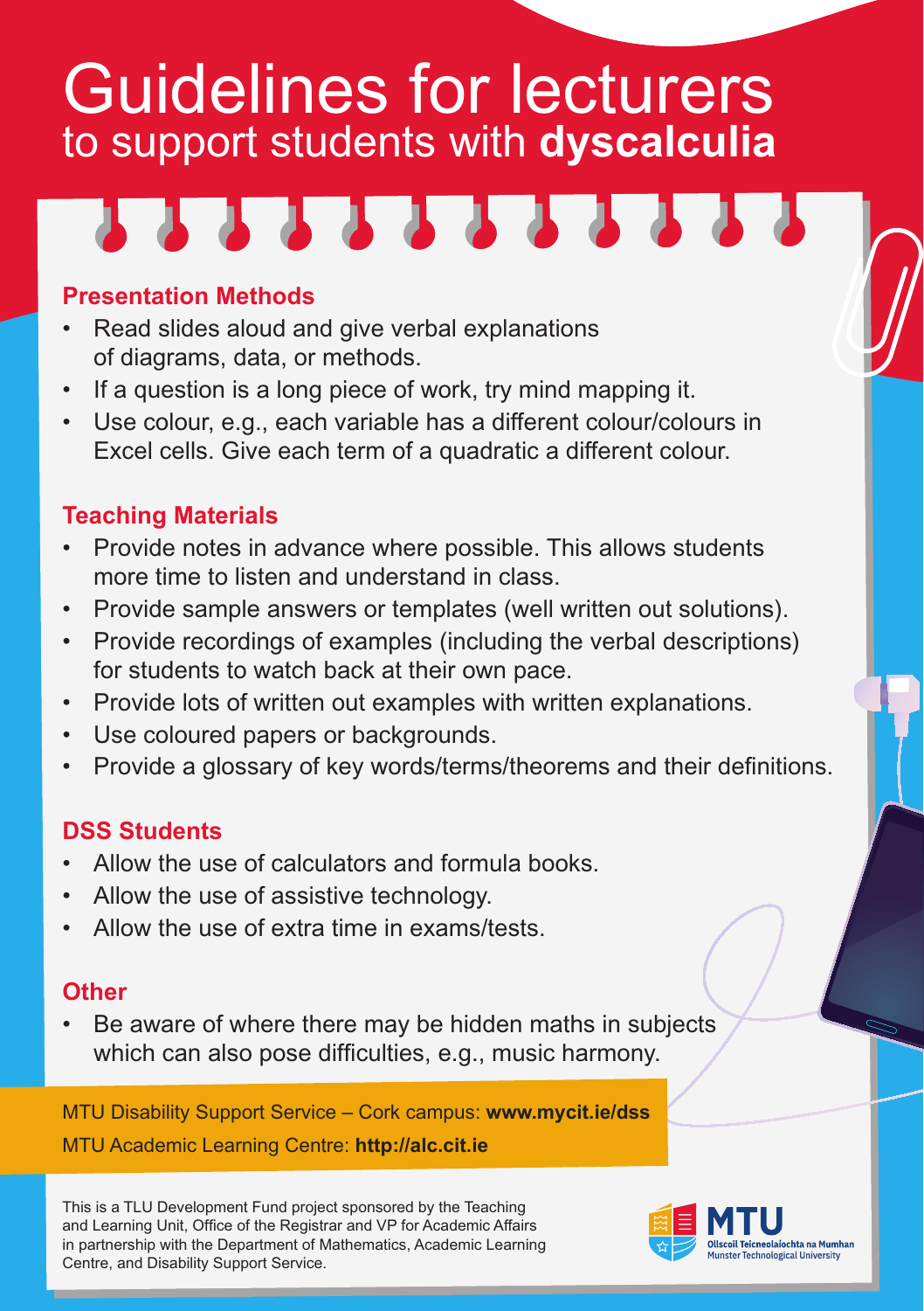# Guidelines for lecturers to support students with **dyscalculia**

## Presentation Methods

- Read slides aloud and give verbal explanations of diagrams, data, or methods.
- If a question is a long piece of work, try mind mapping it.
- Use colour, e.g., each variable has a different colour/colours in Excel cells. Give each term of a quadratic a different colour.

## Teaching Materials

- Provide notes in advance where possible. This allows students more time to listen and understand in class.
- Provide sample answers or templates (well written out solutions).
- Provide recordings of examples (including the verbal descriptions) for students to watch back at their own pace.
- Provide lots of written out examples with written explanations.
- Use coloured papers or backgrounds.
- Provide a glossary of key words/terms/theorems and their definitions.

## DSS Students

- Allow the use of calculators and formula books.
- Allow the use of assistive technology.
- Allow the use of extra time in exams/tests.

## Other

- Be aware of where there may be hidden maths in subjects which can also pose difficulties, e.g., music harmony.

MTU Disability Support Service – Cork campus: **www.mycit.ie/dss**

MTU Academic Learning Centre: **http://alc.cit.ie**

This is a TLU Development Fund project sponsored by the Teaching and Learning Unit, Office of the Registrar and VP for Academic Affairs in partnership with the Department of Mathematics, Academic Learning Centre, and Disability Support Service.

MTU Ollscoil Teicneolaíochta na Mumhan Munster Technological University